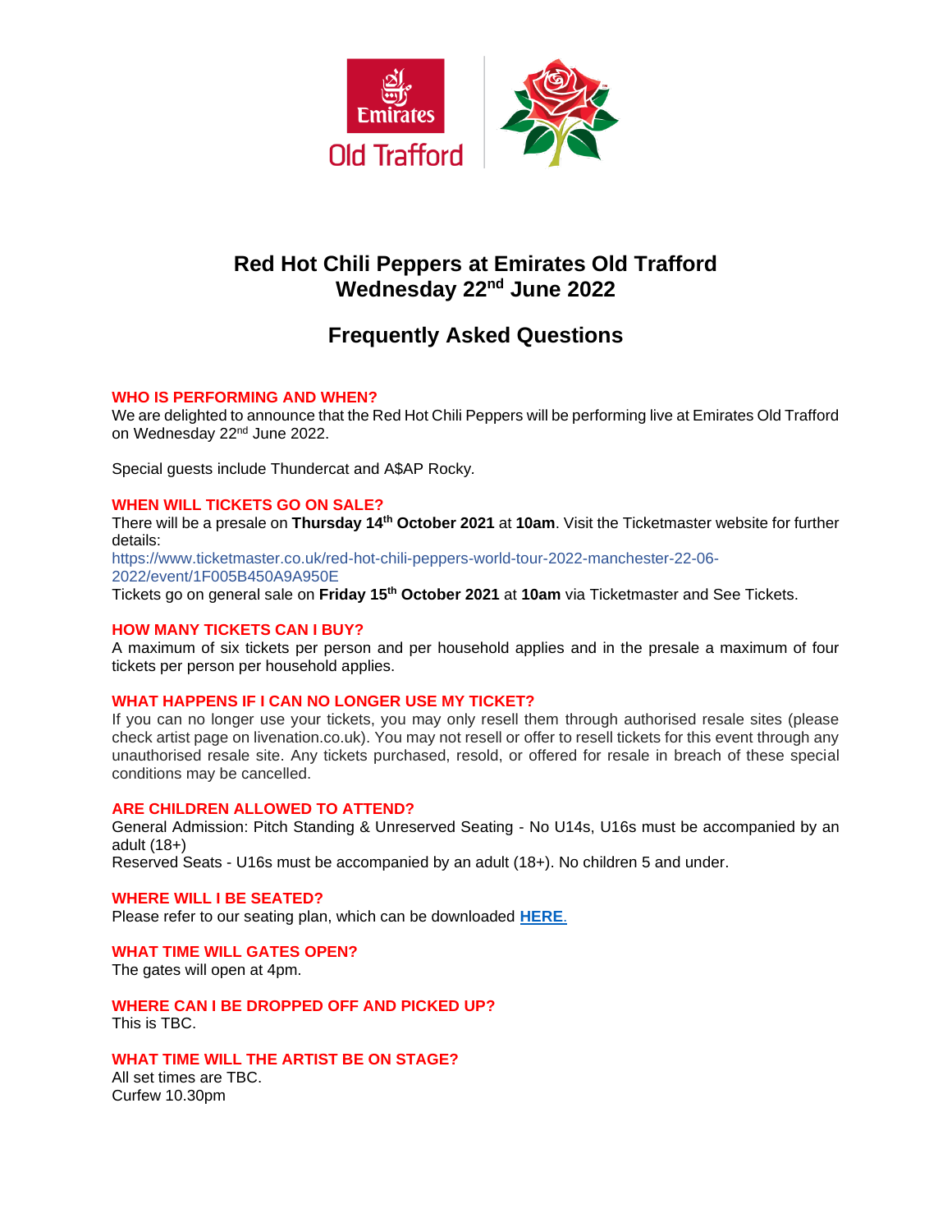Emirates Old Trafford

# Red Hot Chili Peppers at Emirates Old Trafford
# Wednesday 22nd June 2022

## Frequently Asked Questions

**WHO IS PERFORMING AND WHEN?**

We are delighted to announce that the Red Hot Chili Peppers will be performing live at Emirates Old Trafford on Wednesday 22nd June 2022.

Special guests include Thundercat and A$AP Rocky.

**WHEN WILL TICKETS GO ON SALE?**

There will be a presale on **Thursday 14th October 2021** at **10am**. Visit the Ticketmaster website for further details:
https://www.ticketmaster.co.uk/red-hot-chili-peppers-world-tour-2022-manchester-22-06-2022/event/1F005B450A9A950E
Tickets go on general sale on **Friday 15th October 2021** at **10am** via Ticketmaster and See Tickets.

**HOW MANY TICKETS CAN I BUY?**

A maximum of six tickets per person and per household applies and in the presale a maximum of four tickets per person per household applies.

**WHAT HAPPENS IF I CAN NO LONGER USE MY TICKET?**

If you can no longer use your tickets, you may only resell them through authorised resale sites (please check artist page on livenation.co.uk). You may not resell or offer to resell tickets for this event through any unauthorised resale site. Any tickets purchased, resold, or offered for resale in breach of these special conditions may be cancelled.

**ARE CHILDREN ALLOWED TO ATTEND?**

General Admission: Pitch Standing & Unreserved Seating - No U14s, U16s must be accompanied by an adult (18+)
Reserved Seats - U16s must be accompanied by an adult (18+). No children 5 and under.

**WHERE WILL I BE SEATED?**

Please refer to our seating plan, which can be downloaded **HERE**.

**WHAT TIME WILL GATES OPEN?**

The gates will open at 4pm.

**WHERE CAN I BE DROPPED OFF AND PICKED UP?**

This is TBC.

**WHAT TIME WILL THE ARTIST BE ON STAGE?**

All set times are TBC.
Curfew 10.30pm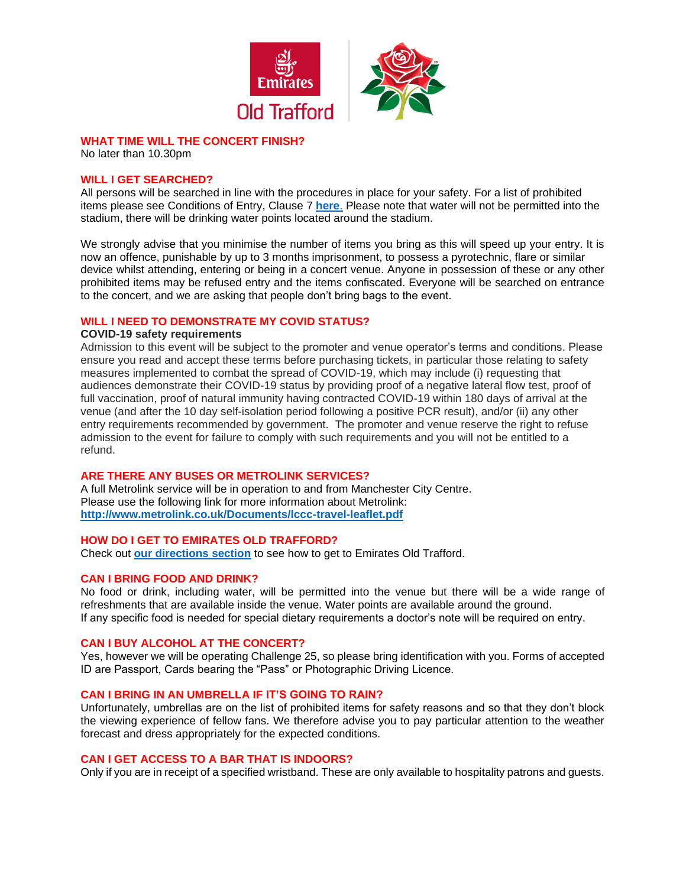## WHAT TIME WILL THE CONCERT FINISH?

No later than 10.30pm

## WILL I GET SEARCHED?

All persons will be searched in line with the procedures in place for your safety. For a list of prohibited items please see Conditions of Entry, Clause 7 **here**. Please note that water will not be permitted into the stadium, there will be drinking water points located around the stadium.

We strongly advise that you minimise the number of items you bring as this will speed up your entry. It is now an offence, punishable by up to 3 months imprisonment, to possess a pyrotechnic, flare or similar device whilst attending, entering or being in a concert venue. Anyone in possession of these or any other prohibited items may be refused entry and the items confiscated. Everyone will be searched on entrance to the concert, and we are asking that people don't bring bags to the event.

## WILL I NEED TO DEMONSTRATE MY COVID STATUS?

**COVID-19 safety requirements**

Admission to this event will be subject to the promoter and venue operator's terms and conditions. Please ensure you read and accept these terms before purchasing tickets, in particular those relating to safety measures implemented to combat the spread of COVID-19, which may include (i) requesting that audiences demonstrate their COVID-19 status by providing proof of a negative lateral flow test, proof of full vaccination, proof of natural immunity having contracted COVID-19 within 180 days of arrival at the venue (and after the 10 day self-isolation period following a positive PCR result), and/or (ii) any other entry requirements recommended by government. The promoter and venue reserve the right to refuse admission to the event for failure to comply with such requirements and you will not be entitled to a refund.

## ARE THERE ANY BUSES OR METROLINK SERVICES?

A full Metrolink service will be in operation to and from Manchester City Centre.
Please use the following link for more information about Metrolink:
**http://www.metrolink.co.uk/Documents/lccc-travel-leaflet.pdf**

## HOW DO I GET TO EMIRATES OLD TRAFFORD?

Check out **our directions section** to see how to get to Emirates Old Trafford.

## CAN I BRING FOOD AND DRINK?

No food or drink, including water, will be permitted into the venue but there will be a wide range of refreshments that are available inside the venue. Water points are available around the ground.
If any specific food is needed for special dietary requirements a doctor's note will be required on entry.

## CAN I BUY ALCOHOL AT THE CONCERT?

Yes, however we will be operating Challenge 25, so please bring identification with you. Forms of accepted ID are Passport, Cards bearing the "Pass" or Photographic Driving Licence.

## CAN I BRING IN AN UMBRELLA IF IT'S GOING TO RAIN?

Unfortunately, umbrellas are on the list of prohibited items for safety reasons and so that they don't block the viewing experience of fellow fans. We therefore advise you to pay particular attention to the weather forecast and dress appropriately for the expected conditions.

## CAN I GET ACCESS TO A BAR THAT IS INDOORS?

Only if you are in receipt of a specified wristband. These are only available to hospitality patrons and guests.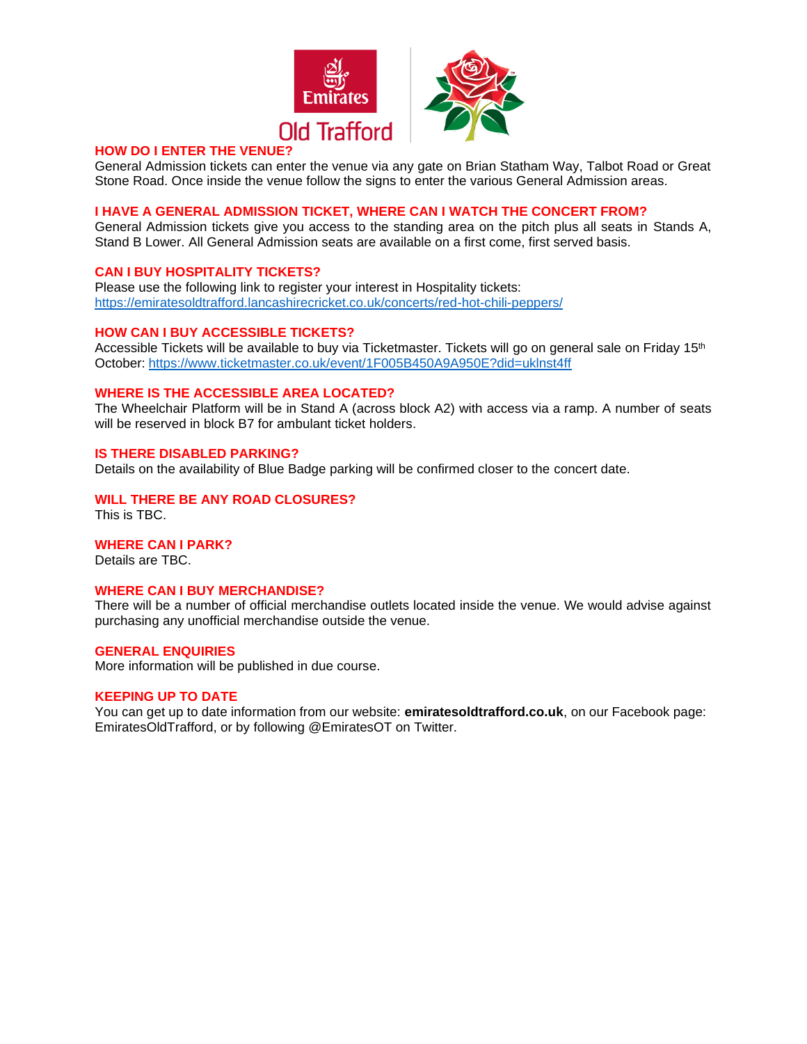## HOW DO I ENTER THE VENUE?

General Admission tickets can enter the venue via any gate on Brian Statham Way, Talbot Road or Great Stone Road. Once inside the venue follow the signs to enter the various General Admission areas.

## I HAVE A GENERAL ADMISSION TICKET, WHERE CAN I WATCH THE CONCERT FROM?

General Admission tickets give you access to the standing area on the pitch plus all seats in Stands A, Stand B Lower. All General Admission seats are available on a first come, first served basis.

## CAN I BUY HOSPITALITY TICKETS?

Please use the following link to register your interest in Hospitality tickets: https://emiratesoldtrafford.lancashirecricket.co.uk/concerts/red-hot-chili-peppers/

## HOW CAN I BUY ACCESSIBLE TICKETS?

Accessible Tickets will be available to buy via Ticketmaster. Tickets will go on general sale on Friday 15th October: https://www.ticketmaster.co.uk/event/1F005B450A9A950E?did=uklnst4ff

## WHERE IS THE ACCESSIBLE AREA LOCATED?

The Wheelchair Platform will be in Stand A (across block A2) with access via a ramp. A number of seats will be reserved in block B7 for ambulant ticket holders.

## IS THERE DISABLED PARKING?

Details on the availability of Blue Badge parking will be confirmed closer to the concert date.

## WILL THERE BE ANY ROAD CLOSURES?

This is TBC.

## WHERE CAN I PARK?

Details are TBC.

## WHERE CAN I BUY MERCHANDISE?

There will be a number of official merchandise outlets located inside the venue. We would advise against purchasing any unofficial merchandise outside the venue.

## GENERAL ENQUIRIES

More information will be published in due course.

## KEEPING UP TO DATE

You can get up to date information from our website: **emiratesoldtrafford.co.uk**, on our Facebook page: EmiratesOldTrafford, or by following @EmiratesOT on Twitter.